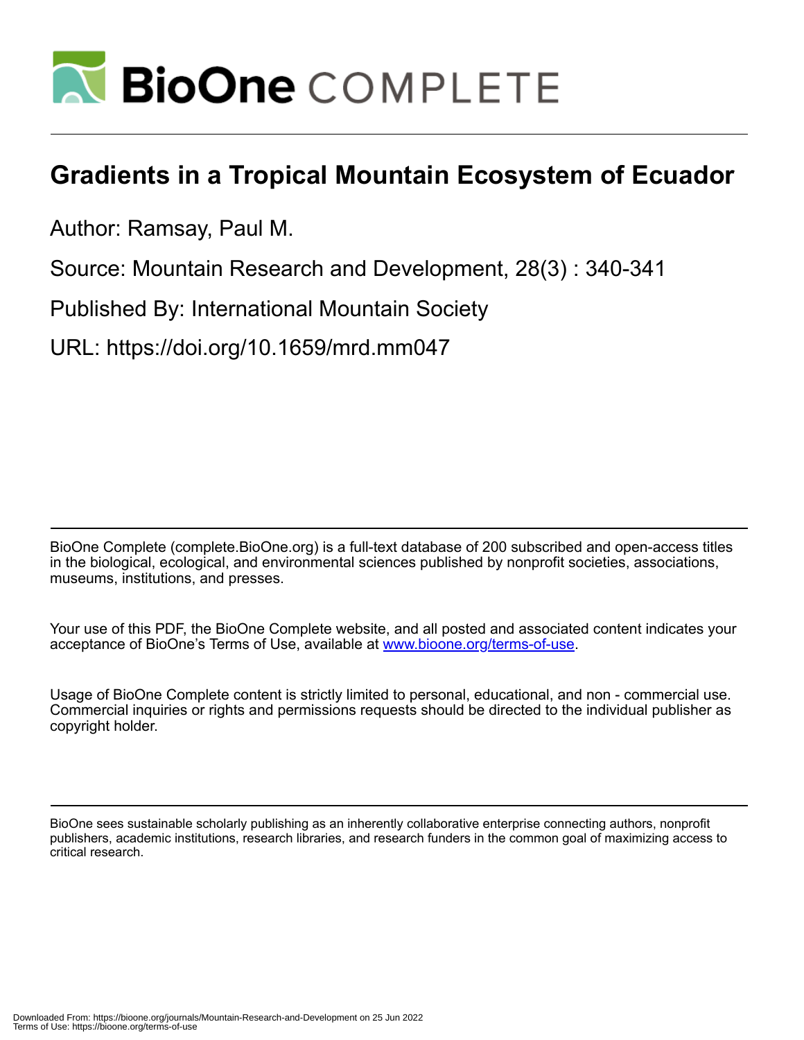# Gradients in a Tropical Mountain Ecosystem of Ecuador

Author: Ramsay, Paul M.

Source: Mountain Research and Development, 28(3) : 340-341

Published By: International Mountain Society

URL: https://doi.org/10.1659/mrd.mm047

BioOne Complete (complete.BioOne.org) is a full-text database of 200 subscribed and open-access titles in the biological, ecological, and environmental sciences published by nonprofit societies, associations, museums, institutions, and presses.

Your use of this PDF, the BioOne Complete website, and all posted and associated content indicates your acceptance of BioOne's Terms of Use, available at www.bioone.org/terms-of-use.

Usage of BioOne Complete content is strictly limited to personal, educational, and non - commercial use. Commercial inquiries or rights and permissions requests should be directed to the individual publisher as copyright holder.

BioOne sees sustainable scholarly publishing as an inherently collaborative enterprise connecting authors, nonprofit publishers, academic institutions, research libraries, and research funders in the common goal of maximizing access to critical research.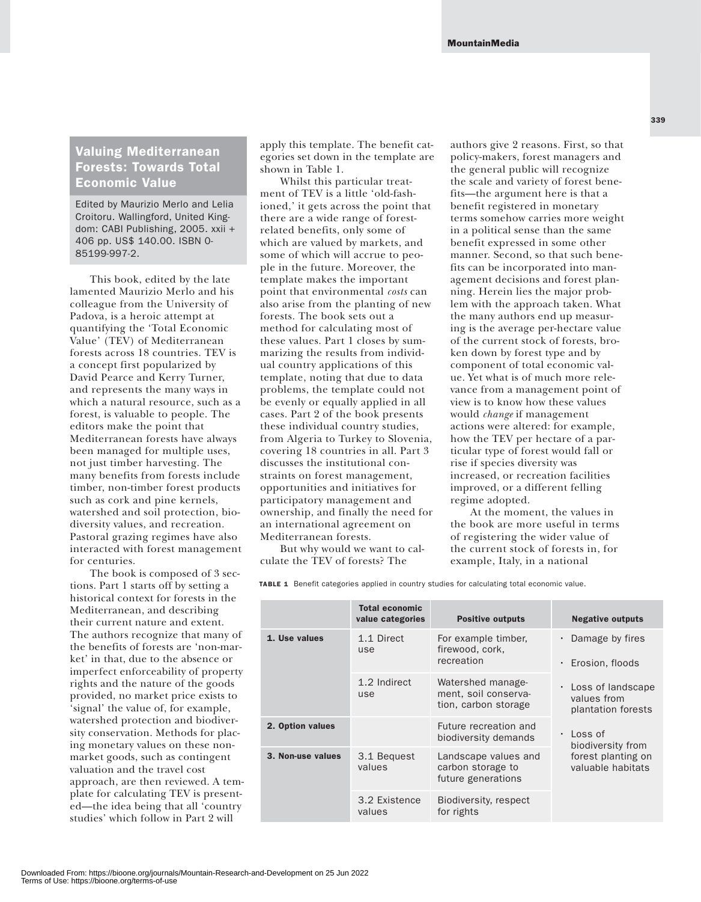## Valuing Mediterranean Forests: Towards Total Economic Value

Edited by Maurizio Merlo and Lelia Croitoru. Wallingford, United Kingdom: CABI Publishing, 2005. xxii + 406 pp. US$ 140.00. ISBN 0-85199-997-2.

This book, edited by the late lamented Maurizio Merlo and his colleague from the University of Padova, is a heroic attempt at quantifying the 'Total Economic Value' (TEV) of Mediterranean forests across 18 countries. TEV is a concept first popularized by David Pearce and Kerry Turner, and represents the many ways in which a natural resource, such as a forest, is valuable to people. The editors make the point that Mediterranean forests have always been managed for multiple uses, not just timber harvesting. The many benefits from forests include timber, non-timber forest products such as cork and pine kernels, watershed and soil protection, biodiversity values, and recreation. Pastoral grazing regimes have also interacted with forest management for centuries.

The book is composed of 3 sections. Part 1 starts off by setting a historical context for forests in the Mediterranean, and describing their current nature and extent. The authors recognize that many of the benefits of forests are 'non-market' in that, due to the absence or imperfect enforceability of property rights and the nature of the goods provided, no market price exists to 'signal' the value of, for example, watershed protection and biodiversity conservation. Methods for placing monetary values on these non-market goods, such as contingent valuation and the travel cost approach, are then reviewed. A template for calculating TEV is presented—the idea being that all 'country studies' which follow in Part 2 will apply this template. The benefit categories set down in the template are shown in Table 1.

Whilst this particular treatment of TEV is a little 'old-fashioned,' it gets across the point that there are a wide range of forest-related benefits, only some of which are valued by markets, and some of which will accrue to people in the future. Moreover, the template makes the important point that environmental *costs* can also arise from the planting of new forests. The book sets out a method for calculating most of these values. Part 1 closes by summarizing the results from individual country applications of this template, noting that due to data problems, the template could not be evenly or equally applied in all cases. Part 2 of the book presents these individual country studies, from Algeria to Turkey to Slovenia, covering 18 countries in all. Part 3 discusses the institutional constraints on forest management, opportunities and initiatives for participatory management and ownership, and finally the need for an international agreement on Mediterranean forests.

But why would we want to calculate the TEV of forests? The authors give 2 reasons. First, so that policy-makers, forest managers and the general public will recognize the scale and variety of forest benefits—the argument here is that a benefit registered in monetary terms somehow carries more weight in a political sense than the same benefit expressed in some other manner. Second, so that such benefits can be incorporated into management decisions and forest planning. Herein lies the major problem with the approach taken. What the many authors end up measuring is the average per-hectare value of the current stock of forests, broken down by forest type and by component of total economic value. Yet what is of much more relevance from a management point of view is to know how these values would *change* if management actions were altered: for example, how the TEV per hectare of a particular type of forest would fall or rise if species diversity was increased, or recreation facilities improved, or a different felling regime adopted.

At the moment, the values in the book are more useful in terms of registering the wider value of the current stock of forests in, for example, Italy, in a national

**TABLE 1** Benefit categories applied in country studies for calculating total economic value.

| | Total economic value categories | Positive outputs | Negative outputs |
|---|---|---|---|
| **1. Use values** | 1.1 Direct use | For example timber, firewood, cork, recreation | • Damage by fires<br>• Erosion, floods |
| | 1.2 Indirect use | Watershed management, soil conservation, carbon storage | • Loss of landscape values from plantation forests |
| **2. Option values** | | Future recreation and biodiversity demands | • Loss of biodiversity from forest planting on valuable habitats |
| **3. Non-use values** | 3.1 Bequest values | Landscape values and carbon storage to future generations | |
| | 3.2 Existence values | Biodiversity, respect for rights | |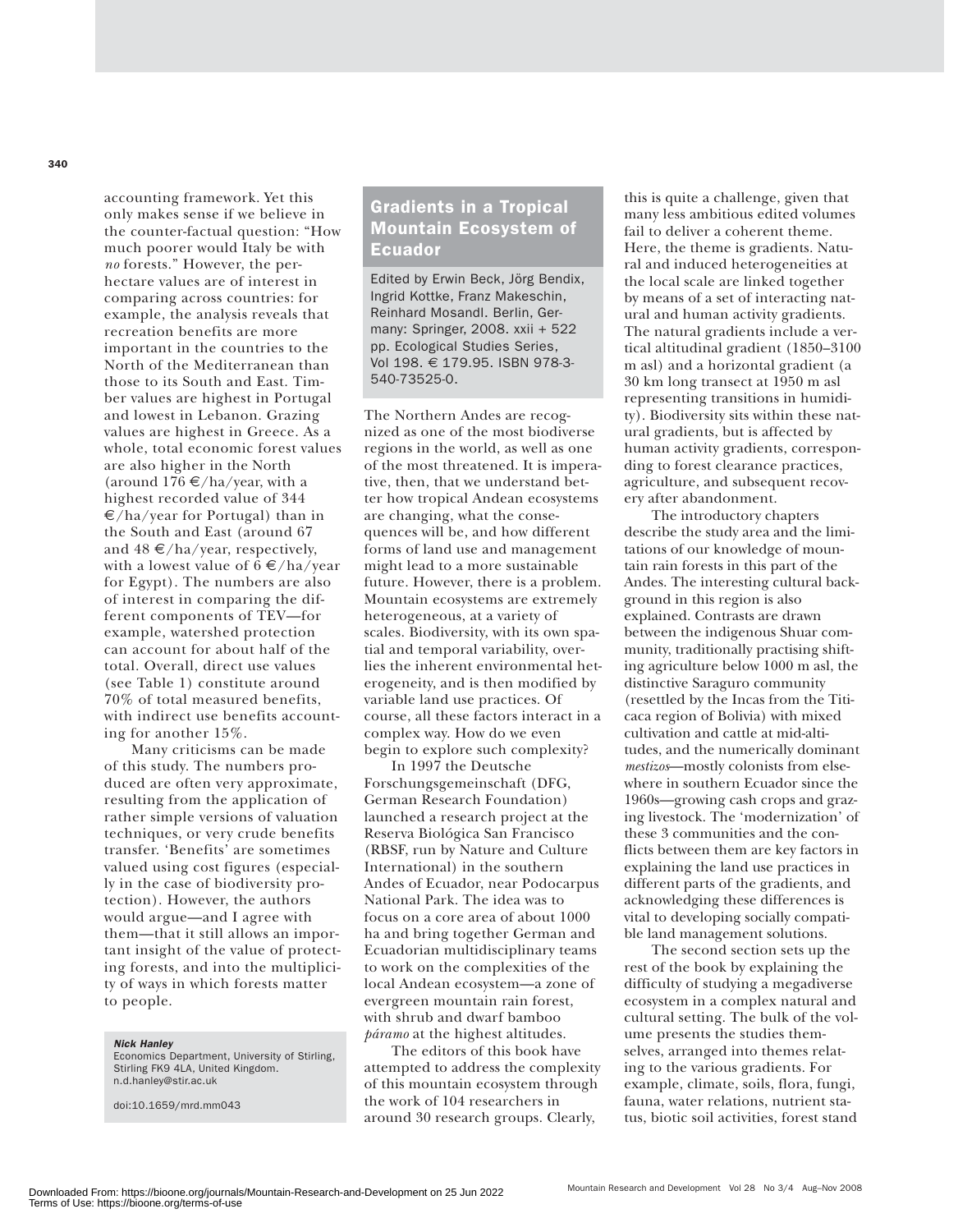accounting framework. Yet this only makes sense if we believe in the counter-factual question: "How much poorer would Italy be with *no* forests." However, the per-hectare values are of interest in comparing across countries: for example, the analysis reveals that recreation benefits are more important in the countries to the North of the Mediterranean than those to its South and East. Timber values are highest in Portugal and lowest in Lebanon. Grazing values are highest in Greece. As a whole, total economic forest values are also higher in the North (around 176 €/ha/year, with a highest recorded value of 344 €/ha/year for Portugal) than in the South and East (around 67 and 48 €/ha/year, respectively, with a lowest value of 6 €/ha/year for Egypt). The numbers are also of interest in comparing the different components of TEV—for example, watershed protection can account for about half of the total. Overall, direct use values (see Table 1) constitute around 70% of total measured benefits, with indirect use benefits accounting for another 15%.

Many criticisms can be made of this study. The numbers produced are often very approximate, resulting from the application of rather simple versions of valuation techniques, or very crude benefits transfer. 'Benefits' are sometimes valued using cost figures (especially in the case of biodiversity protection). However, the authors would argue—and I agree with them—that it still allows an important insight of the value of protecting forests, and into the multiplicity of ways in which forests matter to people.

***Nick Hanley***
Economics Department, University of Stirling, Stirling FK9 4LA, United Kingdom.
n.d.hanley@stir.ac.uk

doi:10.1659/mrd.mm043

## Gradients in a Tropical Mountain Ecosystem of Ecuador

Edited by Erwin Beck, Jörg Bendix, Ingrid Kottke, Franz Makeschin, Reinhard Mosandl. Berlin, Germany: Springer, 2008. xxii + 522 pp. Ecological Studies Series, Vol 198. € 179.95. ISBN 978-3-540-73525-0.

The Northern Andes are recognized as one of the most biodiverse regions in the world, as well as one of the most threatened. It is imperative, then, that we understand better how tropical Andean ecosystems are changing, what the consequences will be, and how different forms of land use and management might lead to a more sustainable future. However, there is a problem. Mountain ecosystems are extremely heterogeneous, at a variety of scales. Biodiversity, with its own spatial and temporal variability, overlies the inherent environmental heterogeneity, and is then modified by variable land use practices. Of course, all these factors interact in a complex way. How do we even begin to explore such complexity?

In 1997 the Deutsche Forschungsgemeinschaft (DFG, German Research Foundation) launched a research project at the Reserva Biológica San Francisco (RBSF, run by Nature and Culture International) in the southern Andes of Ecuador, near Podocarpus National Park. The idea was to focus on a core area of about 1000 ha and bring together German and Ecuadorian multidisciplinary teams to work on the complexities of the local Andean ecosystem—a zone of evergreen mountain rain forest, with shrub and dwarf bamboo *páramo* at the highest altitudes.

The editors of this book have attempted to address the complexity of this mountain ecosystem through the work of 104 researchers in around 30 research groups. Clearly, this is quite a challenge, given that many less ambitious edited volumes fail to deliver a coherent theme. Here, the theme is gradients. Natural and induced heterogeneities at the local scale are linked together by means of a set of interacting natural and human activity gradients. The natural gradients include a vertical altitudinal gradient (1850–3100 m asl) and a horizontal gradient (a 30 km long transect at 1950 m asl representing transitions in humidity). Biodiversity sits within these natural gradients, but is affected by human activity gradients, corresponding to forest clearance practices, agriculture, and subsequent recovery after abandonment.

The introductory chapters describe the study area and the limitations of our knowledge of mountain rain forests in this part of the Andes. The interesting cultural background in this region is also explained. Contrasts are drawn between the indigenous Shuar community, traditionally practising shifting agriculture below 1000 m asl, the distinctive Saraguro community (resettled by the Incas from the Titicaca region of Bolivia) with mixed cultivation and cattle at mid-altitudes, and the numerically dominant *mestizos*—mostly colonists from elsewhere in southern Ecuador since the 1960s—growing cash crops and grazing livestock. The 'modernization' of these 3 communities and the conflicts between them are key factors in explaining the land use practices in different parts of the gradients, and acknowledging these differences is vital to developing socially compatible land management solutions.

The second section sets up the rest of the book by explaining the difficulty of studying a megadiverse ecosystem in a complex natural and cultural setting. The bulk of the volume presents the studies themselves, arranged into themes relating to the various gradients. For example, climate, soils, flora, fungi, fauna, water relations, nutrient status, biotic soil activities, forest stand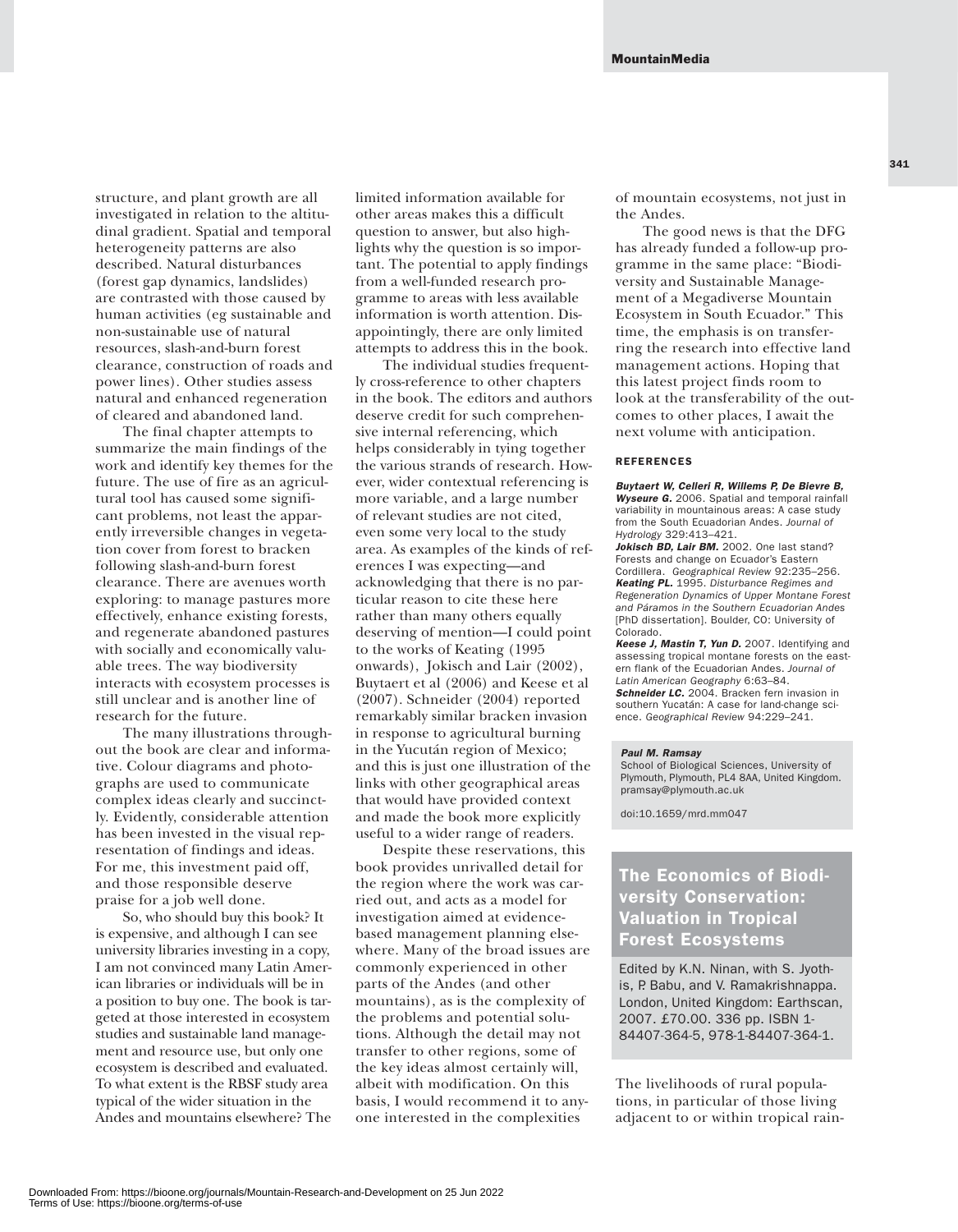structure, and plant growth are all investigated in relation to the altitudinal gradient. Spatial and temporal heterogeneity patterns are also described. Natural disturbances (forest gap dynamics, landslides) are contrasted with those caused by human activities (eg sustainable and non-sustainable use of natural resources, slash-and-burn forest clearance, construction of roads and power lines). Other studies assess natural and enhanced regeneration of cleared and abandoned land.

The final chapter attempts to summarize the main findings of the work and identify key themes for the future. The use of fire as an agricultural tool has caused some significant problems, not least the apparently irreversible changes in vegetation cover from forest to bracken following slash-and-burn forest clearance. There are avenues worth exploring: to manage pastures more effectively, enhance existing forests, and regenerate abandoned pastures with socially and economically valuable trees. The way biodiversity interacts with ecosystem processes is still unclear and is another line of research for the future.

The many illustrations throughout the book are clear and informative. Colour diagrams and photographs are used to communicate complex ideas clearly and succinctly. Evidently, considerable attention has been invested in the visual representation of findings and ideas. For me, this investment paid off, and those responsible deserve praise for a job well done.

So, who should buy this book? It is expensive, and although I can see university libraries investing in a copy, I am not convinced many Latin American libraries or individuals will be in a position to buy one. The book is targeted at those interested in ecosystem studies and sustainable land management and resource use, but only one ecosystem is described and evaluated. To what extent is the RBSF study area typical of the wider situation in the Andes and mountains elsewhere? The limited information available for other areas makes this a difficult question to answer, but also highlights why the question is so important. The potential to apply findings from a well-funded research programme to areas with less available information is worth attention. Disappointingly, there are only limited attempts to address this in the book.

The individual studies frequently cross-reference to other chapters in the book. The editors and authors deserve credit for such comprehensive internal referencing, which helps considerably in tying together the various strands of research. However, wider contextual referencing is more variable, and a large number of relevant studies are not cited, even some very local to the study area. As examples of the kinds of references I was expecting—and acknowledging that there is no particular reason to cite these here rather than many others equally deserving of mention—I could point to the works of Keating (1995 onwards), Jokisch and Lair (2002), Buytaert et al (2006) and Keese et al (2007). Schneider (2004) reported remarkably similar bracken invasion in response to agricultural burning in the Yucatán region of Mexico; and this is just one illustration of the links with other geographical areas that would have provided context and made the book more explicitly useful to a wider range of readers.

Despite these reservations, this book provides unrivalled detail for the region where the work was carried out, and acts as a model for investigation aimed at evidence-based management planning elsewhere. Many of the broad issues are commonly experienced in other parts of the Andes (and other mountains), as is the complexity of the problems and potential solutions. Although the detail may not transfer to other regions, some of the key ideas almost certainly will, albeit with modification. On this basis, I would recommend it to anyone interested in the complexities of mountain ecosystems, not just in the Andes.

The good news is that the DFG has already funded a follow-up programme in the same place: "Biodiversity and Sustainable Management of a Megadiverse Mountain Ecosystem in South Ecuador." This time, the emphasis is on transferring the research into effective land management actions. Hoping that this latest project finds room to look at the transferability of the outcomes to other places, I await the next volume with anticipation.

#### REFERENCES

***Buytaert W, Celleri R, Willems P, De Bievre B, Wyseure G.*** 2006. Spatial and temporal rainfall variability in mountainous areas: A case study from the South Ecuadorian Andes. *Journal of Hydrology* 329:413–421.

***Jokisch BD, Lair BM.*** 2002. One last stand? Forests and change on Ecuador's Eastern Cordillera. *Geographical Review* 92:235–256.

***Keating PL.*** 1995. *Disturbance Regimes and Regeneration Dynamics of Upper Montane Forest and Páramos in the Southern Ecuadorian Andes* [PhD dissertation]. Boulder, CO: University of Colorado.

***Keese J, Mastin T, Yun D.*** 2007. Identifying and assessing tropical montane forests on the eastern flank of the Ecuadorian Andes. *Journal of Latin American Geography* 6:63–84.

***Schneider LC.*** 2004. Bracken fern invasion in southern Yucatán: A case for land-change science. *Geographical Review* 94:229–241.

***Paul M. Ramsay***
School of Biological Sciences, University of Plymouth, Plymouth, PL4 8AA, United Kingdom.
pramsay@plymouth.ac.uk

doi:10.1659/mrd.mm047

## The Economics of Biodiversity Conservation: Valuation in Tropical Forest Ecosystems

Edited by K.N. Ninan, with S. Jyothis, P. Babu, and V. Ramakrishnappa. London, United Kingdom: Earthscan, 2007. £70.00. 336 pp. ISBN 1-84407-364-5, 978-1-84407-364-1.

The livelihoods of rural populations, in particular of those living adjacent to or within tropical rain-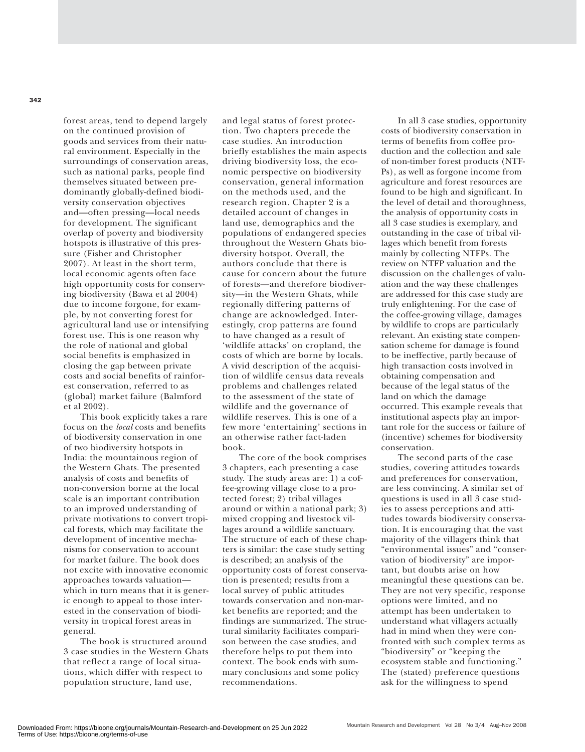forest areas, tend to depend largely on the continued provision of goods and services from their natural environment. Especially in the surroundings of conservation areas, such as national parks, people find themselves situated between predominantly globally-defined biodiversity conservation objectives and—often pressing—local needs for development. The significant overlap of poverty and biodiversity hotspots is illustrative of this pressure (Fisher and Christopher 2007). At least in the short term, local economic agents often face high opportunity costs for conserving biodiversity (Bawa et al 2004) due to income forgone, for example, by not converting forest for agricultural land use or intensifying forest use. This is one reason why the role of national and global social benefits is emphasized in closing the gap between private costs and social benefits of rainforest conservation, referred to as (global) market failure (Balmford et al 2002).

This book explicitly takes a rare focus on the *local* costs and benefits of biodiversity conservation in one of two biodiversity hotspots in India: the mountainous region of the Western Ghats. The presented analysis of costs and benefits of non-conversion borne at the local scale is an important contribution to an improved understanding of private motivations to convert tropical forests, which may facilitate the development of incentive mechanisms for conservation to account for market failure. The book does not excite with innovative economic approaches towards valuation—which in turn means that it is generic enough to appeal to those interested in the conservation of biodiversity in tropical forest areas in general.

The book is structured around 3 case studies in the Western Ghats that reflect a range of local situations, which differ with respect to population structure, land use, and legal status of forest protection. Two chapters precede the case studies. An introduction briefly establishes the main aspects driving biodiversity loss, the economic perspective on biodiversity conservation, general information on the methods used, and the research region. Chapter 2 is a detailed account of changes in land use, demographics and the populations of endangered species throughout the Western Ghats biodiversity hotspot. Overall, the authors conclude that there is cause for concern about the future of forests—and therefore biodiversity—in the Western Ghats, while regionally differing patterns of change are acknowledged. Interestingly, crop patterns are found to have changed as a result of 'wildlife attacks' on cropland, the costs of which are borne by locals. A vivid description of the acquisition of wildlife census data reveals problems and challenges related to the assessment of the state of wildlife and the governance of wildlife reserves. This is one of a few more 'entertaining' sections in an otherwise rather fact-laden book.

The core of the book comprises 3 chapters, each presenting a case study. The study areas are: 1) a coffee-growing village close to a protected forest; 2) tribal villages around or within a national park; 3) mixed cropping and livestock villages around a wildlife sanctuary. The structure of each of these chapters is similar: the case study setting is described; an analysis of the opportunity costs of forest conservation is presented; results from a local survey of public attitudes towards conservation and non-market benefits are reported; and the findings are summarized. The structural similarity facilitates comparison between the case studies, and therefore helps to put them into context. The book ends with summary conclusions and some policy recommendations.

In all 3 case studies, opportunity costs of biodiversity conservation in terms of benefits from coffee production and the collection and sale of non-timber forest products (NTFPs), as well as forgone income from agriculture and forest resources are found to be high and significant. In the level of detail and thoroughness, the analysis of opportunity costs in all 3 case studies is exemplary, and outstanding in the case of tribal villages which benefit from forests mainly by collecting NTFPs. The review on NTFP valuation and the discussion on the challenges of valuation and the way these challenges are addressed for this case study are truly enlightening. For the case of the coffee-growing village, damages by wildlife to crops are particularly relevant. An existing state compensation scheme for damage is found to be ineffective, partly because of high transaction costs involved in obtaining compensation and because of the legal status of the land on which the damage occurred. This example reveals that institutional aspects play an important role for the success or failure of (incentive) schemes for biodiversity conservation.

The second parts of the case studies, covering attitudes towards and preferences for conservation, are less convincing. A similar set of questions is used in all 3 case studies to assess perceptions and attitudes towards biodiversity conservation. It is encouraging that the vast majority of the villagers think that "environmental issues" and "conservation of biodiversity" are important, but doubts arise on how meaningful these questions can be. They are not very specific, response options were limited, and no attempt has been undertaken to understand what villagers actually had in mind when they were confronted with such complex terms as "biodiversity" or "keeping the ecosystem stable and functioning." The (stated) preference questions ask for the willingness to spend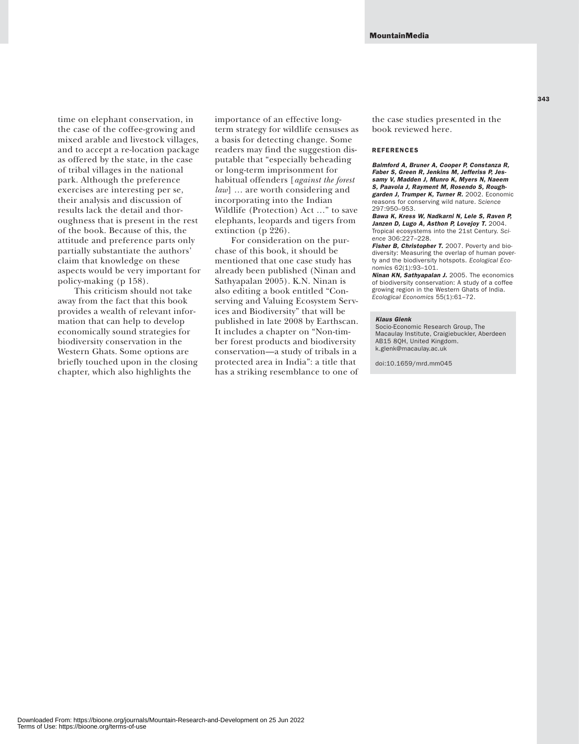time on elephant conservation, in the case of the coffee-growing and mixed arable and livestock villages, and to accept a re-location package as offered by the state, in the case of tribal villages in the national park. Although the preference exercises are interesting per se, their analysis and discussion of results lack the detail and thoroughness that is present in the rest of the book. Because of this, the attitude and preference parts only partially substantiate the authors' claim that knowledge on these aspects would be very important for policy-making (p 158).

This criticism should not take away from the fact that this book provides a wealth of relevant information that can help to develop economically sound strategies for biodiversity conservation in the Western Ghats. Some options are briefly touched upon in the closing chapter, which also highlights the importance of an effective long-term strategy for wildlife censuses as a basis for detecting change. Some readers may find the suggestion disputable that "especially beheading or long-term imprisonment for habitual offenders [*against the forest law*] … are worth considering and incorporating into the Indian Wildlife (Protection) Act …" to save elephants, leopards and tigers from extinction (p 226).

For consideration on the purchase of this book, it should be mentioned that one case study has already been published (Ninan and Sathyapalan 2005). K.N. Ninan is also editing a book entitled "Conserving and Valuing Ecosystem Services and Biodiversity" that will be published in late 2008 by Earthscan. It includes a chapter on "Non-timber forest products and biodiversity conservation—a study of tribals in a protected area in India": a title that has a striking resemblance to one of the case studies presented in the book reviewed here.

## REFERENCES

***Balmford A, Bruner A, Cooper P, Constanza R, Faber S, Green R, Jenkins M, Jefferiss P, Jessamy V, Madden J, Munro K, Myers N, Naeem S, Paavola J, Rayment M, Rosendo S, Roughgarden J, Trumper K, Turner R.*** 2002. Economic reasons for conserving wild nature. *Science* 297:950–953.

***Bawa K, Kress W, Nadkarni N, Lele S, Raven P, Janzen D, Lugo A, Asthon P, Lovejoy T.*** 2004. Tropical ecosystems into the 21st Century. *Science* 306:227–228.

***Fisher B, Christopher T.*** 2007. Poverty and biodiversity: Measuring the overlap of human poverty and the biodiversity hotspots. *Ecological Economics* 62(1):93–101.

***Ninan KN, Sathyapalan J.*** 2005. The economics of biodiversity conservation: A study of a coffee growing region in the Western Ghats of India. *Ecological Economics* 55(1):61–72.

***Klaus Glenk***
Socio-Economic Research Group, The Macaulay Institute, Craigiebuckler, Aberdeen AB15 8QH, United Kingdom.
k.glenk@macaulay.ac.uk

doi:10.1659/mrd.mm045